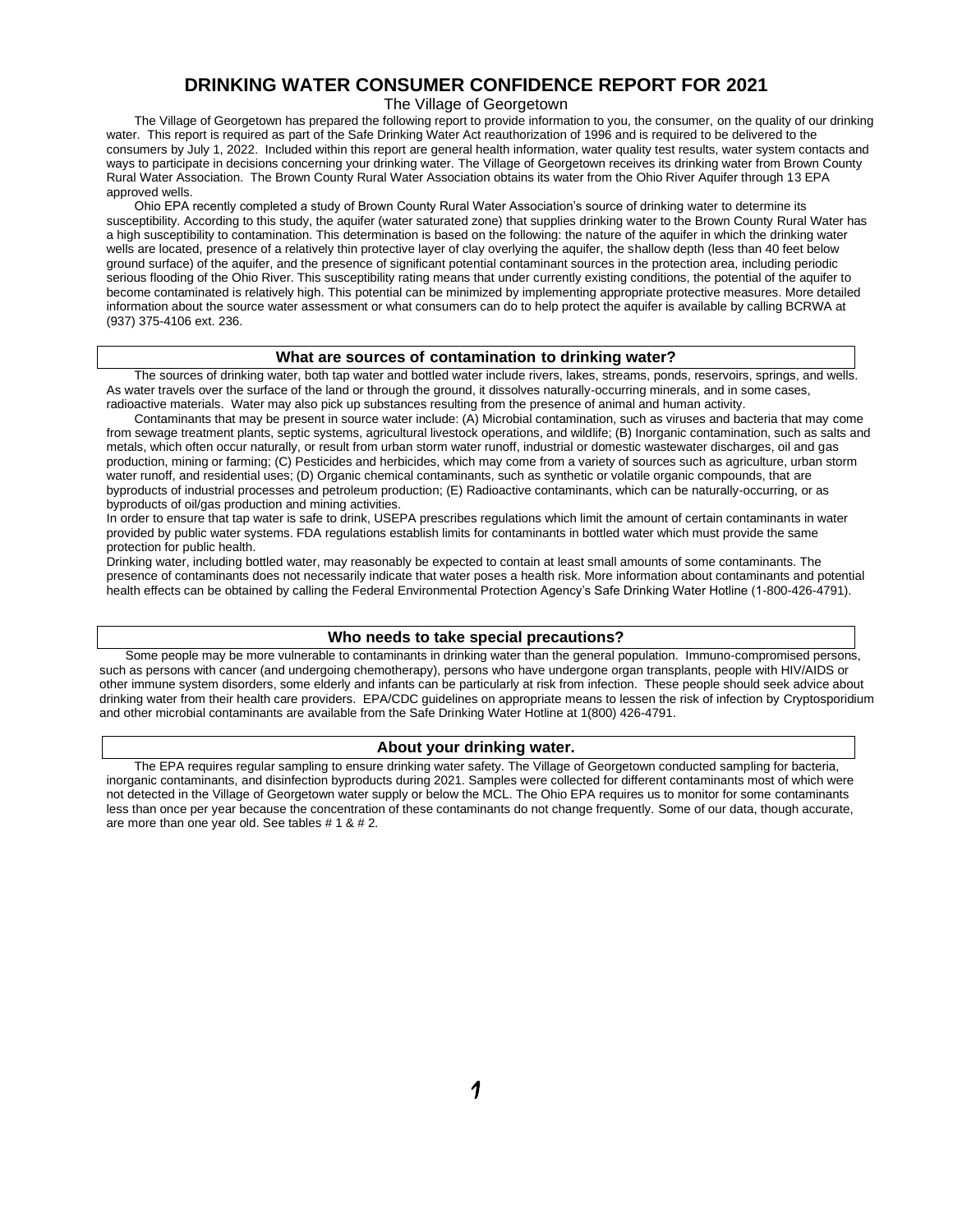# DRINKING WATER CONSUMER CONFIDENCE REPORT FOR 2021

The Village of Georgetown

The Village of Georgetown has prepared the following report to provide information to you, the consumer, on the quality of our drinking water. This report is required as part of the Safe Drinking Water Act reauthorization of 1996 and is required to be delivered to the consumers by July 1, 2022. Included within this report are general health information, water quality test results, water system contacts and ways to participate in decisions concerning your drinking water. The Village of Georgetown receives its drinking water from Brown County Rural Water Association. The Brown County Rural Water Association obtains its water from the Ohio River Aquifer through 13 EPA approved wells.

Ohio EPA recently completed a study of Brown County Rural Water Association's source of drinking water to determine its susceptibility. According to this study, the aquifer (water saturated zone) that supplies drinking water to the Brown County Rural Water has a high susceptibility to contamination. This determination is based on the following: the nature of the aquifer in which the drinking water wells are located, presence of a relatively thin protective layer of clay overlying the aquifer, the shallow depth (less than 40 feet below ground surface) of the aquifer, and the presence of significant potential contaminant sources in the protection area, including periodic serious flooding of the Ohio River. This susceptibility rating means that under currently existing conditions, the potential of the aquifer to become contaminated is relatively high. This potential can be minimized by implementing appropriate protective measures. More detailed information about the source water assessment or what consumers can do to help protect the aquifer is available by calling BCRWA at (937) 375-4106 ext. 236.

## What are sources of contamination to drinking water?

The sources of drinking water, both tap water and bottled water include rivers, lakes, streams, ponds, reservoirs, springs, and wells. As water travels over the surface of the land or through the ground, it dissolves naturally-occurring minerals, and in some cases, radioactive materials. Water may also pick up substances resulting from the presence of animal and human activity.

Contaminants that may be present in source water include: (A) Microbial contamination, such as viruses and bacteria that may come from sewage treatment plants, septic systems, agricultural livestock operations, and wildlife; (B) Inorganic contamination, such as salts and metals, which often occur naturally, or result from urban storm water runoff, industrial or domestic wastewater discharges, oil and gas production, mining or farming; (C) Pesticides and herbicides, which may come from a variety of sources such as agriculture, urban storm water runoff, and residential uses; (D) Organic chemical contaminants, such as synthetic or volatile organic compounds, that are byproducts of industrial processes and petroleum production; (E) Radioactive contaminants, which can be naturally-occurring, or as byproducts of oil/gas production and mining activities.

In order to ensure that tap water is safe to drink, USEPA prescribes regulations which limit the amount of certain contaminants in water provided by public water systems. FDA regulations establish limits for contaminants in bottled water which must provide the same protection for public health.

Drinking water, including bottled water, may reasonably be expected to contain at least small amounts of some contaminants. The presence of contaminants does not necessarily indicate that water poses a health risk. More information about contaminants and potential health effects can be obtained by calling the Federal Environmental Protection Agency's Safe Drinking Water Hotline (1-800-426-4791).

## Who needs to take special precautions?

Some people may be more vulnerable to contaminants in drinking water than the general population. Immuno-compromised persons, such as persons with cancer (and undergoing chemotherapy), persons who have undergone organ transplants, people with HIV/AIDS or other immune system disorders, some elderly and infants can be particularly at risk from infection. These people should seek advice about drinking water from their health care providers. EPA/CDC guidelines on appropriate means to lessen the risk of infection by Cryptosporidium and other microbial contaminants are available from the Safe Drinking Water Hotline at 1(800) 426-4791.

## About your drinking water.

The EPA requires regular sampling to ensure drinking water safety. The Village of Georgetown conducted sampling for bacteria, inorganic contaminants, and disinfection byproducts during 2021. Samples were collected for different contaminants most of which were not detected in the Village of Georgetown water supply or below the MCL. The Ohio EPA requires us to monitor for some contaminants less than once per year because the concentration of these contaminants do not change frequently. Some of our data, though accurate, are more than one year old. See tables # 1 & # 2.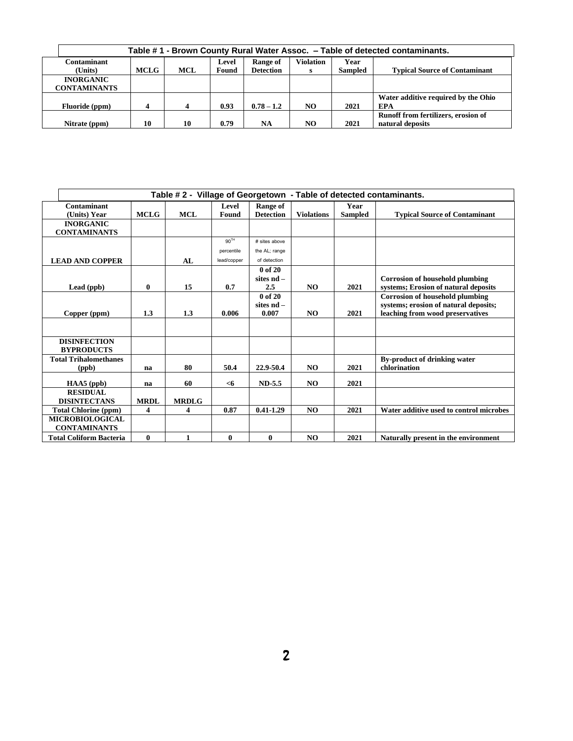**Table # 1 - Brown County Rural Water Assoc. – Table of detected contaminants.**

| Contaminant (Units) | MCLG | MCL | Level Found | Range of Detection | Violations | Year Sampled | Typical Source of Contaminant |
|---|---|---|---|---|---|---|---|
| **INORGANIC CONTAMINANTS** | | | | | | | |
| Fluoride (ppm) | 4 | 4 | 0.93 | 0.78 – 1.2 | NO | 2021 | Water additive required by the Ohio EPA |
| Nitrate (ppm) | 10 | 10 | 0.79 | NA | NO | 2021 | Runoff from fertilizers, erosion of natural deposits |

**Table # 2 - Village of Georgetown - Table of detected contaminants.**

| Contaminant (Units) Year | MCLG | MCL | Level Found | Range of Detection | Violations | Year Sampled | Typical Source of Contaminant |
|---|---|---|---|---|---|---|---|
| **INORGANIC CONTAMINANTS** | | | | | | | |
| **LEAD AND COPPER** | | AL | 90TH percentile lead/copper | # sites above the AL; range of detection | | | |
| Lead (ppb) | 0 | 15 | 0.7 | 0 of 20 sites nd – 2.5 | NO | 2021 | Corrosion of household plumbing systems; Erosion of natural deposits |
| Copper (ppm) | 1.3 | 1.3 | 0.006 | 0 of 20 sites nd – 0.007 | NO | 2021 | Corrosion of household plumbing systems; erosion of natural deposits; leaching from wood preservatives |
| | | | | | | | |
| **DISINFECTION BYPRODUCTS** | | | | | | | |
| Total Trihalomethanes (ppb) | na | 80 | 50.4 | 22.9-50.4 | NO | 2021 | By-product of drinking water chlorination |
| HAA5 (ppb) | na | 60 | <6 | ND-5.5 | NO | 2021 | |
| **RESIDUAL DISINTECTANS** | MRDL | MRDLG | | | | | |
| Total Chlorine (ppm) | 4 | 4 | 0.87 | 0.41-1.29 | NO | 2021 | Water additive used to control microbes |
| **MICROBIOLOGICAL CONTAMINANTS** | | | | | | | |
| Total Coliform Bacteria | 0 | 1 | 0 | 0 | NO | 2021 | Naturally present in the environment |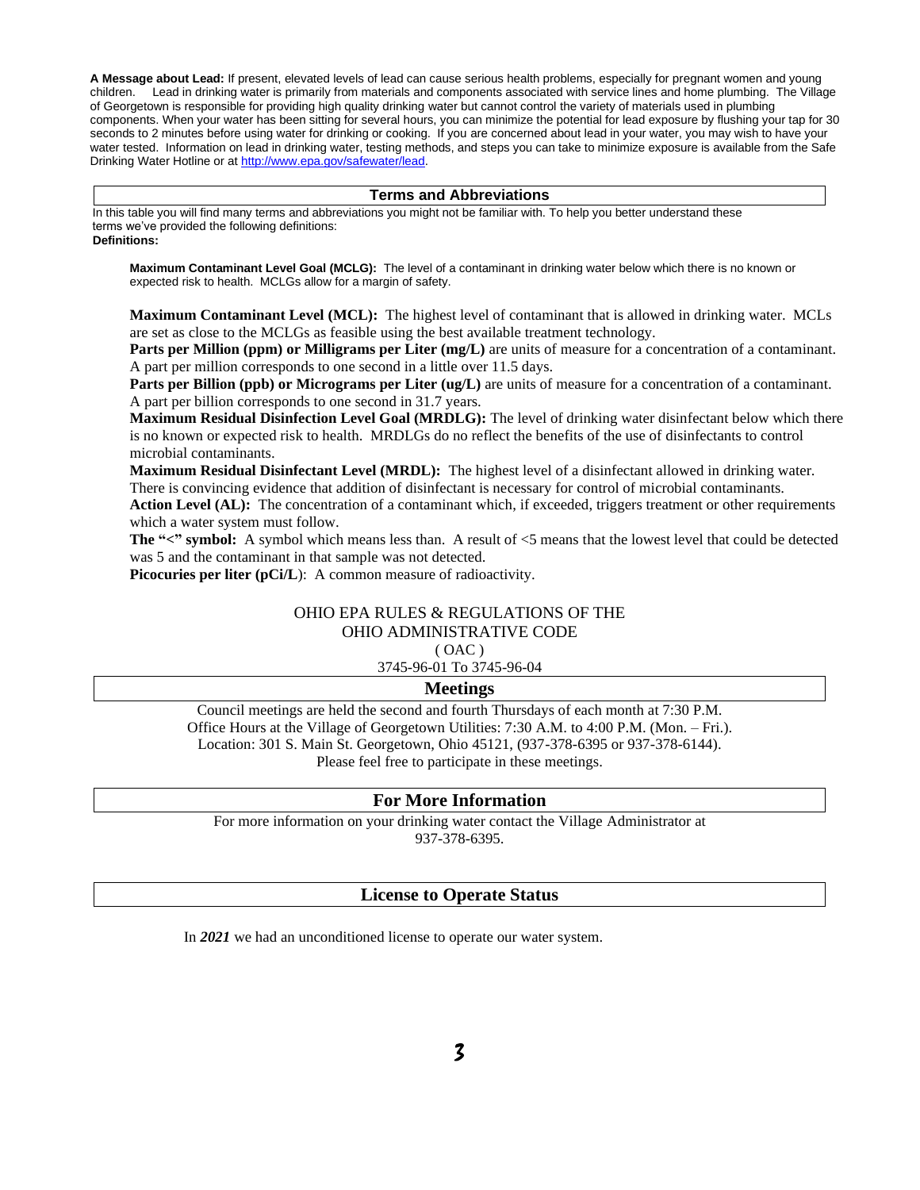**A Message about Lead:** If present, elevated levels of lead can cause serious health problems, especially for pregnant women and young children. Lead in drinking water is primarily from materials and components associated with service lines and home plumbing. The Village of Georgetown is responsible for providing high quality drinking water but cannot control the variety of materials used in plumbing components. When your water has been sitting for several hours, you can minimize the potential for lead exposure by flushing your tap for 30 seconds to 2 minutes before using water for drinking or cooking. If you are concerned about lead in your water, you may wish to have your water tested. Information on lead in drinking water, testing methods, and steps you can take to minimize exposure is available from the Safe Drinking Water Hotline or at http://www.epa.gov/safewater/lead.

## Terms and Abbreviations

In this table you will find many terms and abbreviations you might not be familiar with. To help you better understand these terms we've provided the following definitions:

**Definitions:**

**Maximum Contaminant Level Goal (MCLG):** The level of a contaminant in drinking water below which there is no known or expected risk to health. MCLGs allow for a margin of safety.

**Maximum Contaminant Level (MCL):** The highest level of contaminant that is allowed in drinking water. MCLs are set as close to the MCLGs as feasible using the best available treatment technology.

**Parts per Million (ppm) or Milligrams per Liter (mg/L)** are units of measure for a concentration of a contaminant. A part per million corresponds to one second in a little over 11.5 days.

**Parts per Billion (ppb) or Micrograms per Liter (ug/L)** are units of measure for a concentration of a contaminant. A part per billion corresponds to one second in 31.7 years.

**Maximum Residual Disinfection Level Goal (MRDLG):** The level of drinking water disinfectant below which there is no known or expected risk to health. MRDLGs do no reflect the benefits of the use of disinfectants to control microbial contaminants.

**Maximum Residual Disinfectant Level (MRDL):** The highest level of a disinfectant allowed in drinking water. There is convincing evidence that addition of disinfectant is necessary for control of microbial contaminants.

**Action Level (AL):** The concentration of a contaminant which, if exceeded, triggers treatment or other requirements which a water system must follow.

**The "<" symbol:** A symbol which means less than. A result of <5 means that the lowest level that could be detected was 5 and the contaminant in that sample was not detected.

**Picocuries per liter (pCi/L**): A common measure of radioactivity.

OHIO EPA RULES & REGULATIONS OF THE
OHIO ADMINISTRATIVE CODE
( OAC )
3745-96-01 To 3745-96-04

## Meetings

Council meetings are held the second and fourth Thursdays of each month at 7:30 P.M.
Office Hours at the Village of Georgetown Utilities: 7:30 A.M. to 4:00 P.M. (Mon. – Fri.).
Location: 301 S. Main St. Georgetown, Ohio 45121, (937-378-6395 or 937-378-6144).
Please feel free to participate in these meetings.

## For More Information

For more information on your drinking water contact the Village Administrator at 937-378-6395.

## License to Operate Status

In ***2021*** we had an unconditioned license to operate our water system.